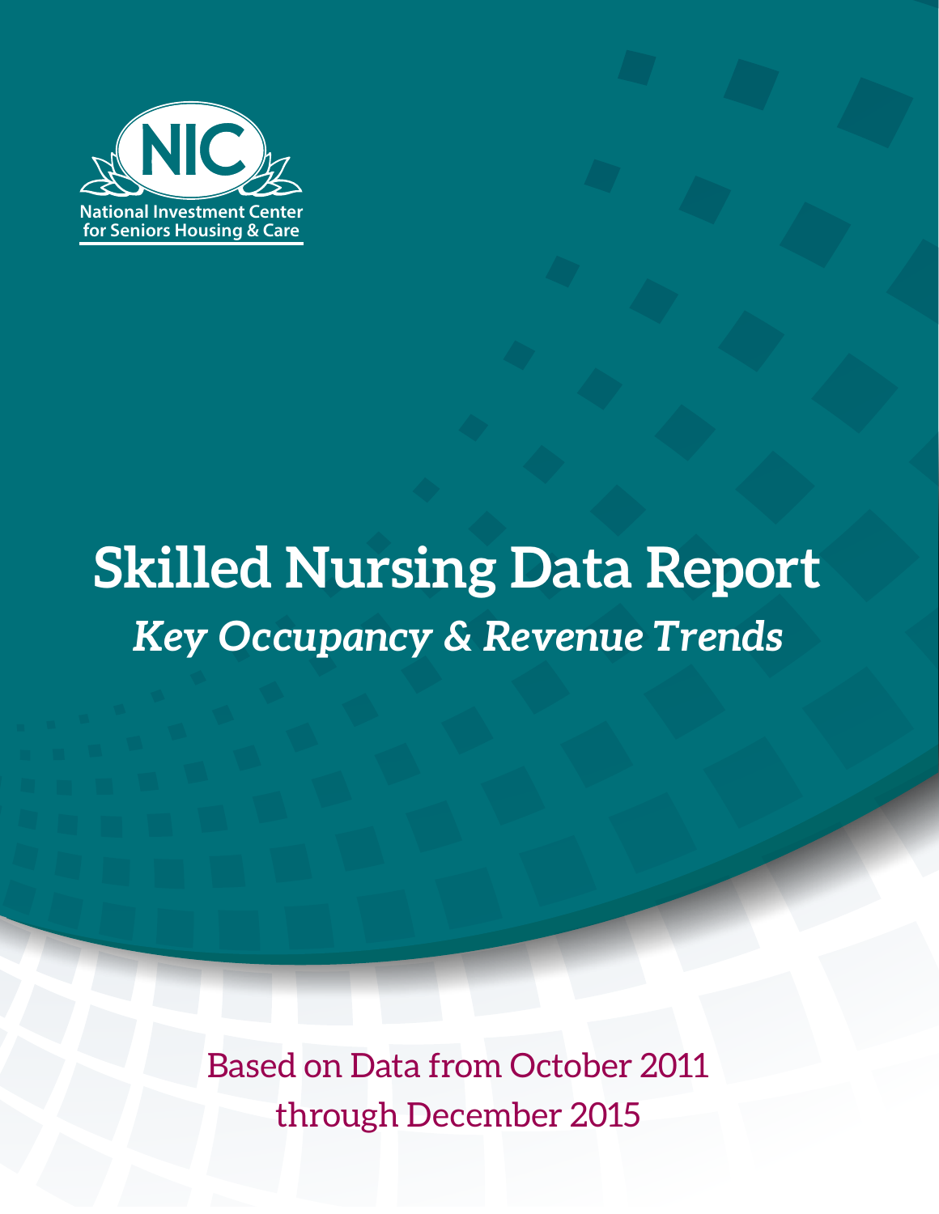NIC

National Investment Center for Seniors Housing & Care

# Skilled Nursing Data Report

## *Key Occupancy & Revenue Trends*

Based on Data from October 2011 through December 2015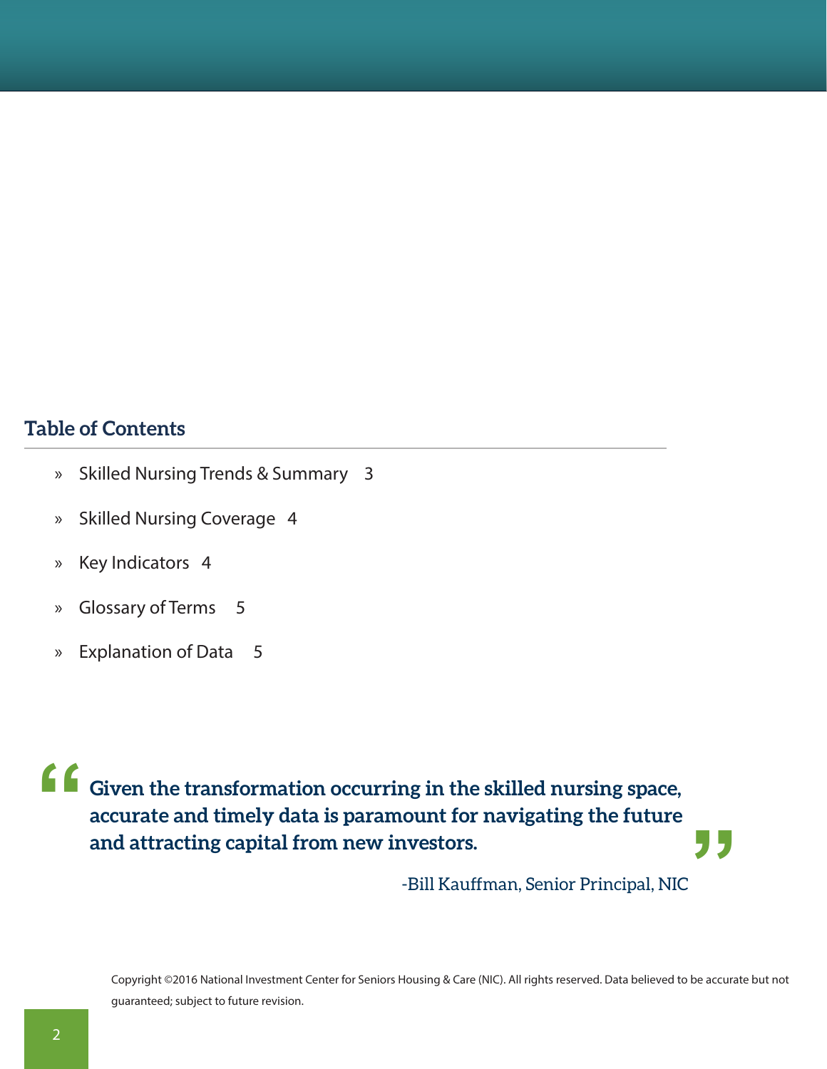## Table of Contents

- Skilled Nursing Trends & Summary 3
- Skilled Nursing Coverage 4
- Key Indicators 4
- Glossary of Terms 5
- Explanation of Data 5

> **Given the transformation occurring in the skilled nursing space, accurate and timely data is paramount for navigating the future and attracting capital from new investors.**
>
> -Bill Kauffman, Senior Principal, NIC

Copyright ©2016 National Investment Center for Seniors Housing & Care (NIC). All rights reserved. Data believed to be accurate but not guaranteed; subject to future revision.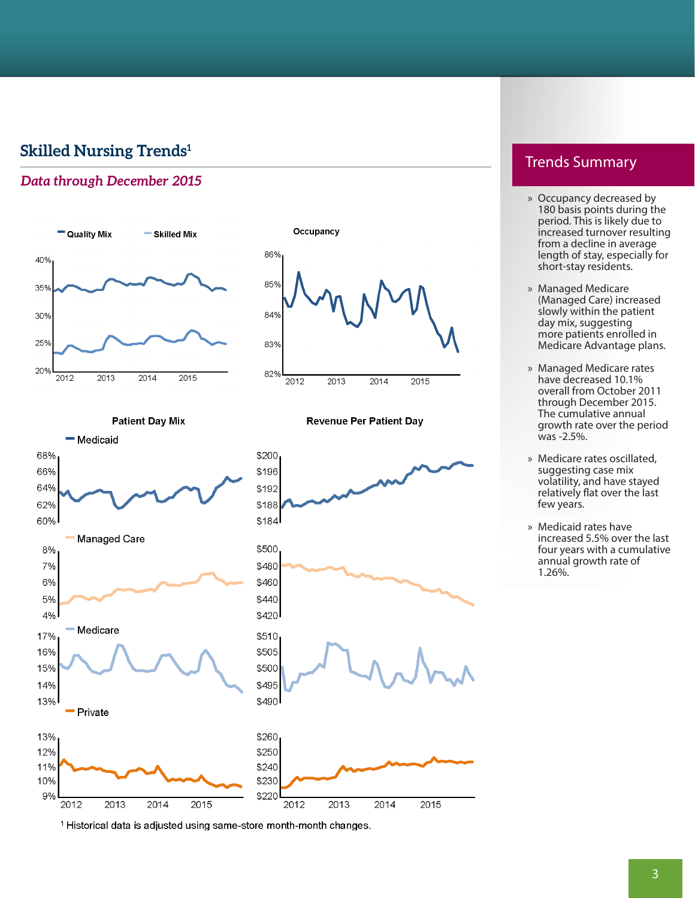## Skilled Nursing Trends[1]

*Data through December 2015*

Quality Mix | Skilled Mix

Occupancy

Patient Day Mix

Revenue Per Patient Day

Medicaid

Managed Care

Medicare

Private

[1] Historical data is adjusted using same-store month-month changes.

## Trends Summary

- Occupancy decreased by 180 basis points during the period. This is likely due to increased turnover resulting from a decline in average length of stay, especially for short-stay residents.
- Managed Medicare (Managed Care) increased slowly within the patient day mix, suggesting more patients enrolled in Medicare Advantage plans.
- Managed Medicare rates have decreased 10.1% overall from October 2011 through December 2015. The cumulative annual growth rate over the period was -2.5%.
- Medicare rates oscillated, suggesting case mix volatility, and have stayed relatively flat over the last few years.
- Medicaid rates have increased 5.5% over the last four years with a cumulative annual growth rate of 1.26%.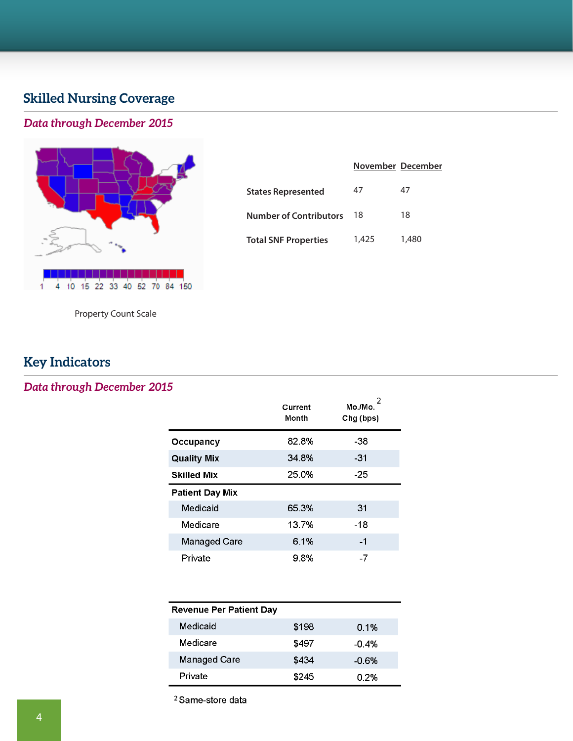## Skilled Nursing Coverage

*Data through December 2015*

1 4 10 15 22 33 40 52 70 84 150

Property Count Scale

| | November | December |
|---|---|---|
| States Represented | 47 | 47 |
| Number of Contributors | 18 | 18 |
| Total SNF Properties | 1,425 | 1,480 |

## Key Indicators

*Data through December 2015*

| | Current Month | Mo./Mo.[2] Chg (bps) |
|---|---|---|
| **Occupancy** | 82.8% | -38 |
| **Quality Mix** | 34.8% | -31 |
| **Skilled Mix** | 25.0% | -25 |
| **Patient Day Mix** | | |
| Medicaid | 65.3% | 31 |
| Medicare | 13.7% | -18 |
| Managed Care | 6.1% | -1 |
| Private | 9.8% | -7 |

| **Revenue Per Patient Day** | | |
|---|---|---|
| Medicaid | $198 | 0.1% |
| Medicare | $497 | -0.4% |
| Managed Care | $434 | -0.6% |
| Private | $245 | 0.2% |

[2] Same-store data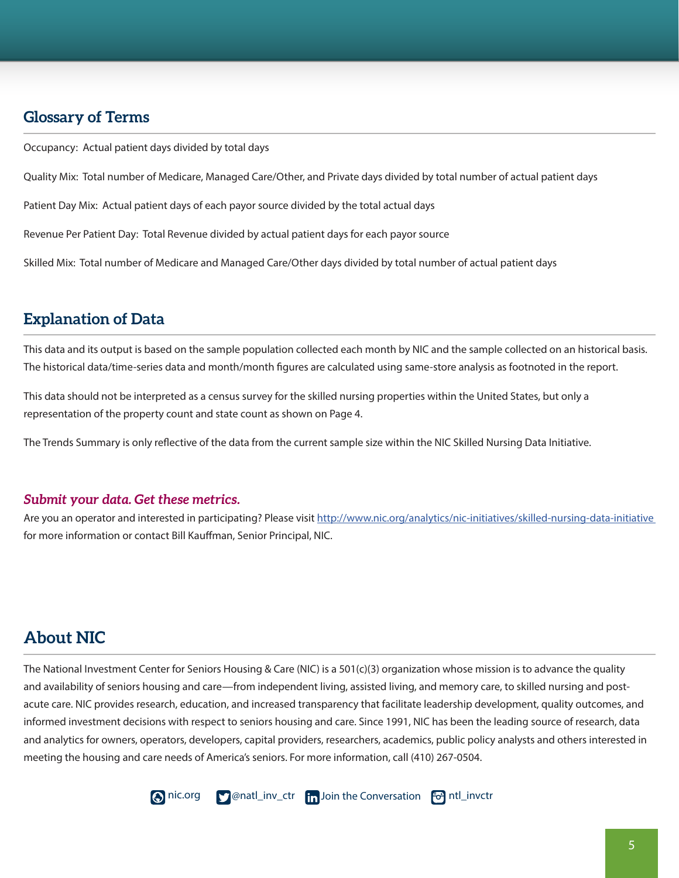## Glossary of Terms

Occupancy: Actual patient days divided by total days

Quality Mix: Total number of Medicare, Managed Care/Other, and Private days divided by total number of actual patient days

Patient Day Mix: Actual patient days of each payor source divided by the total actual days

Revenue Per Patient Day: Total Revenue divided by actual patient days for each payor source

Skilled Mix: Total number of Medicare and Managed Care/Other days divided by total number of actual patient days

## Explanation of Data

This data and its output is based on the sample population collected each month by NIC and the sample collected on an historical basis. The historical data/time-series data and month/month figures are calculated using same-store analysis as footnoted in the report.

This data should not be interpreted as a census survey for the skilled nursing properties within the United States, but only a representation of the property count and state count as shown on Page 4.

The Trends Summary is only reflective of the data from the current sample size within the NIC Skilled Nursing Data Initiative.

***Submit your data. Get these metrics.***

Are you an operator and interested in participating? Please visit http://www.nic.org/analytics/nic-initiatives/skilled-nursing-data-initiative for more information or contact Bill Kauffman, Senior Principal, NIC.

## About NIC

The National Investment Center for Seniors Housing & Care (NIC) is a 501(c)(3) organization whose mission is to advance the quality and availability of seniors housing and care—from independent living, assisted living, and memory care, to skilled nursing and post-acute care. NIC provides research, education, and increased transparency that facilitate leadership development, quality outcomes, and informed investment decisions with respect to seniors housing and care. Since 1991, NIC has been the leading source of research, data and analytics for owners, operators, developers, capital providers, researchers, academics, public policy analysts and others interested in meeting the housing and care needs of America's seniors. For more information, call (410) 267-0504.

nic.org @natl_inv_ctr Join the Conversation ntl_invctr